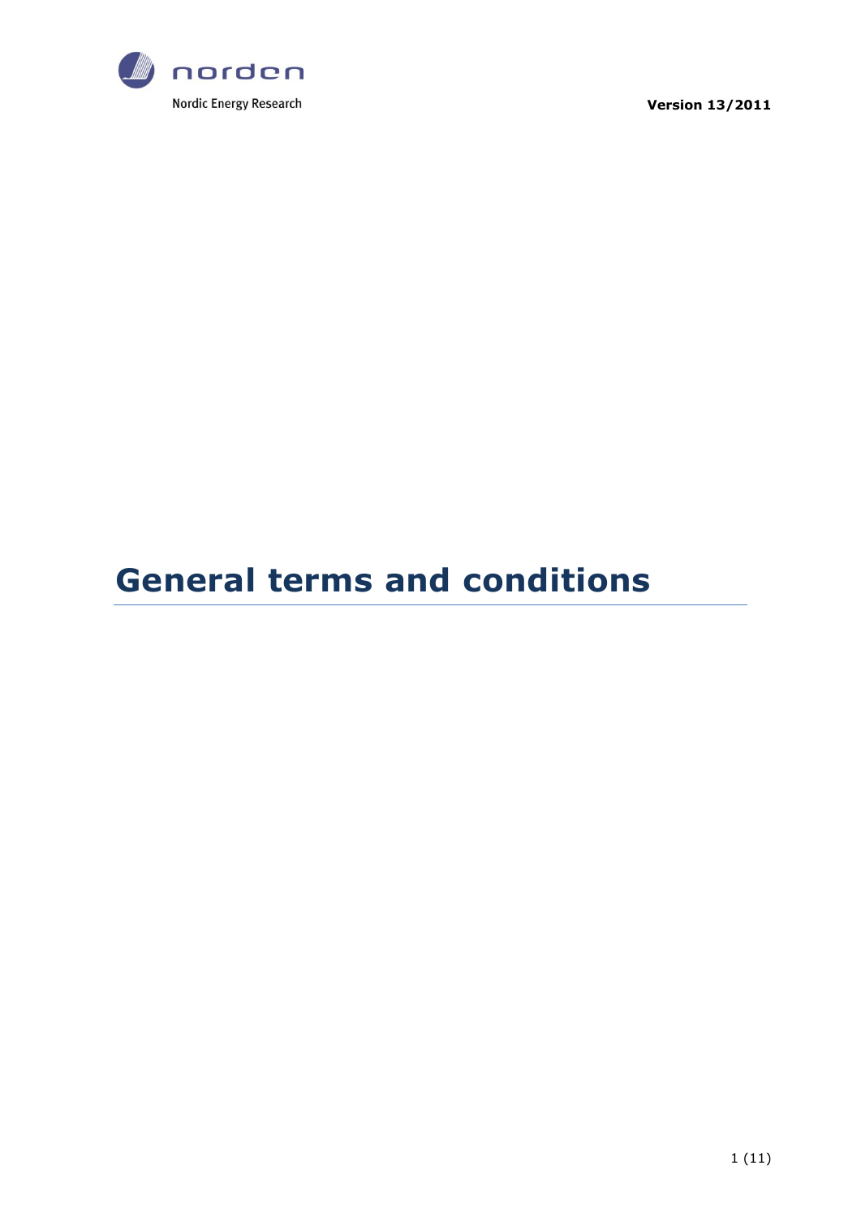Nordic Energy Research

**Version 13/2011**

# General terms and conditions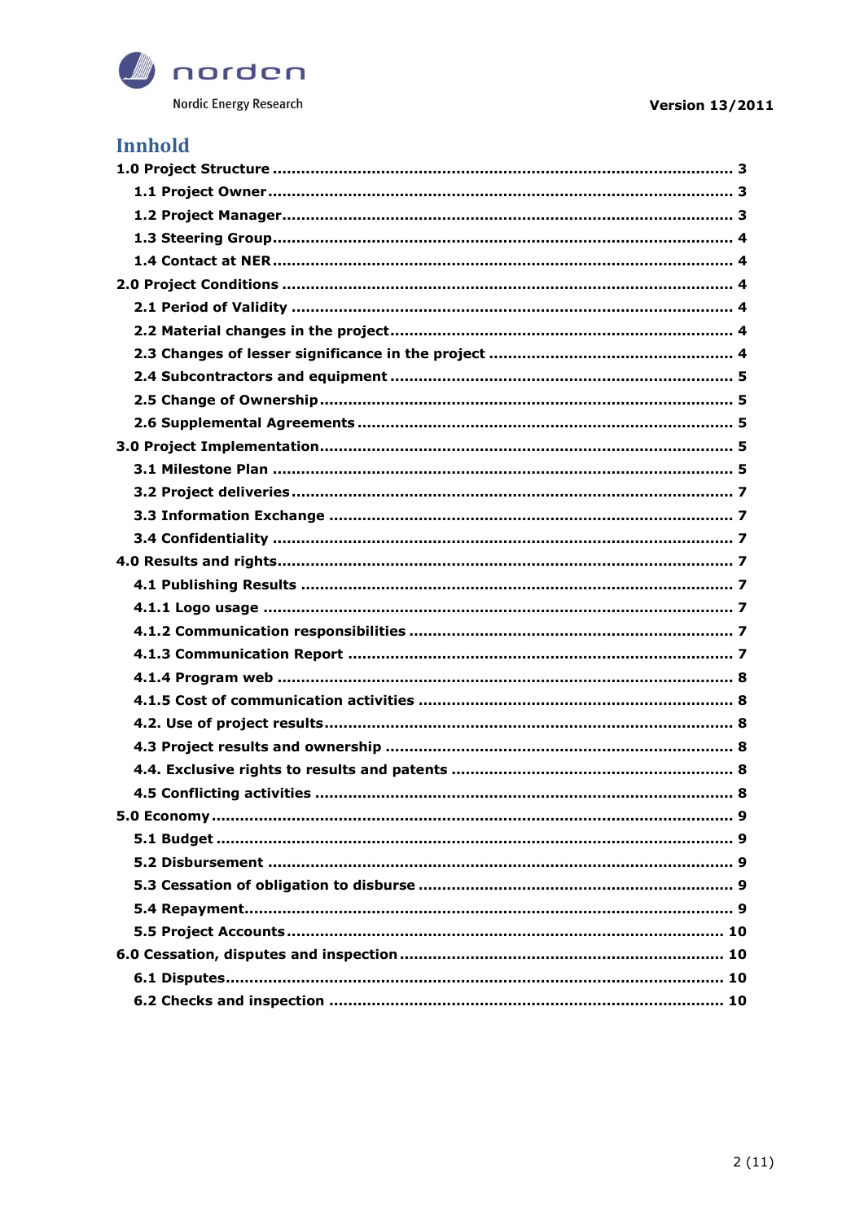## Innhold

**1.0 Project Structure** .......... 3
- **1.1 Project Owner** .......... 3
- **1.2 Project Manager** .......... 3
- **1.3 Steering Group** .......... 4
- **1.4 Contact at NER** .......... 4

**2.0 Project Conditions** .......... 4
- **2.1 Period of Validity** .......... 4
- **2.2 Material changes in the project** .......... 4
- **2.3 Changes of lesser significance in the project** .......... 4
- **2.4 Subcontractors and equipment** .......... 5
- **2.5 Change of Ownership** .......... 5
- **2.6 Supplemental Agreements** .......... 5

**3.0 Project Implementation** .......... 5
- **3.1 Milestone Plan** .......... 5
- **3.2 Project deliveries** .......... 7
- **3.3 Information Exchange** .......... 7
- **3.4 Confidentiality** .......... 7

**4.0 Results and rights** .......... 7
- **4.1 Publishing Results** .......... 7
- **4.1.1 Logo usage** .......... 7
- **4.1.2 Communication responsibilities** .......... 7
- **4.1.3 Communication Report** .......... 7
- **4.1.4 Program web** .......... 8
- **4.1.5 Cost of communication activities** .......... 8
- **4.2. Use of project results** .......... 8
- **4.3 Project results and ownership** .......... 8
- **4.4. Exclusive rights to results and patents** .......... 8
- **4.5 Conflicting activities** .......... 8

**5.0 Economy** .......... 9
- **5.1 Budget** .......... 9
- **5.2 Disbursement** .......... 9
- **5.3 Cessation of obligation to disburse** .......... 9
- **5.4 Repayment** .......... 9
- **5.5 Project Accounts** .......... 10

**6.0 Cessation, disputes and inspection** .......... 10
- **6.1 Disputes** .......... 10
- **6.2 Checks and inspection** .......... 10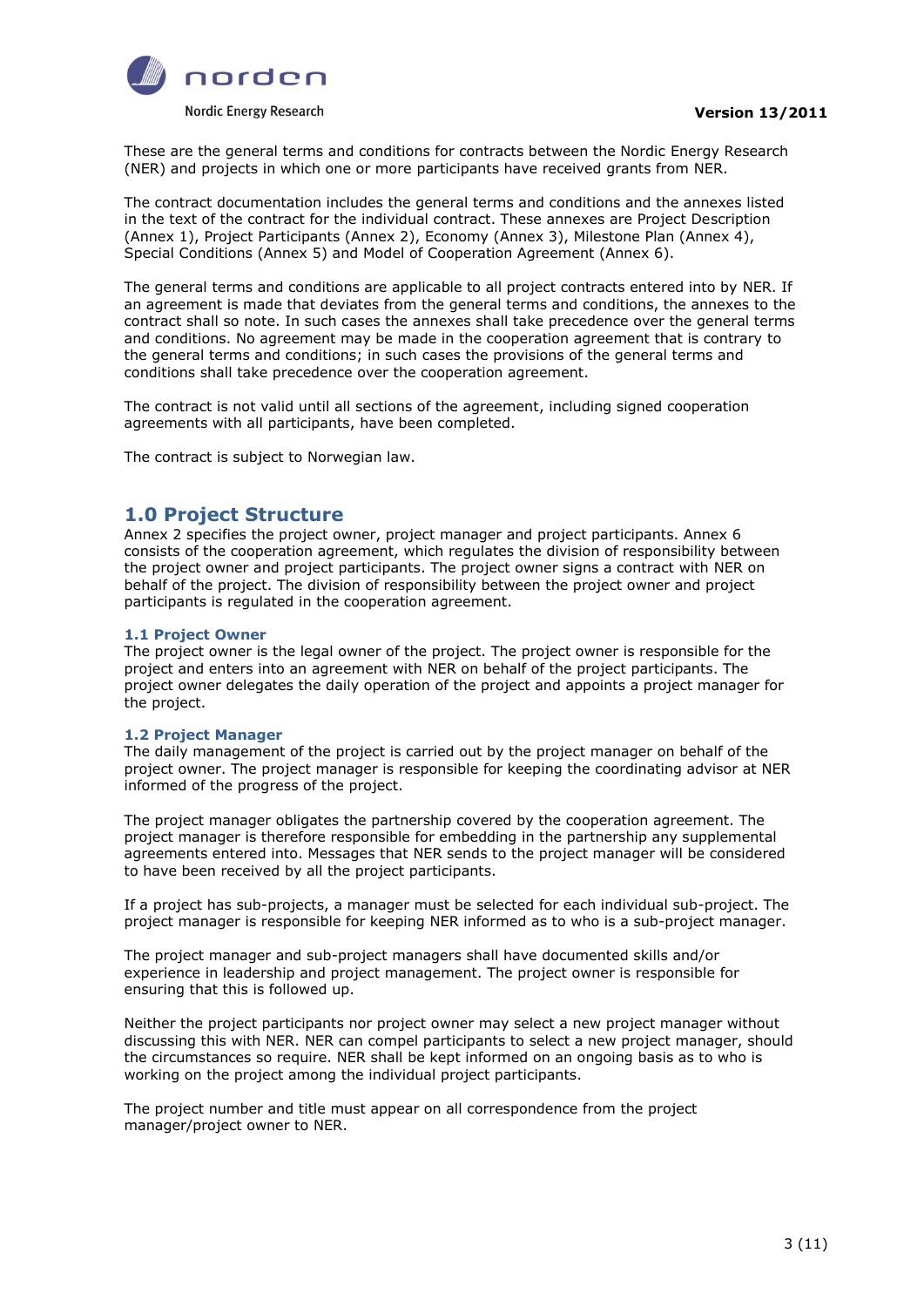These are the general terms and conditions for contracts between the Nordic Energy Research (NER) and projects in which one or more participants have received grants from NER.

The contract documentation includes the general terms and conditions and the annexes listed in the text of the contract for the individual contract. These annexes are Project Description (Annex 1), Project Participants (Annex 2), Economy (Annex 3), Milestone Plan (Annex 4), Special Conditions (Annex 5) and Model of Cooperation Agreement (Annex 6).

The general terms and conditions are applicable to all project contracts entered into by NER. If an agreement is made that deviates from the general terms and conditions, the annexes to the contract shall so note. In such cases the annexes shall take precedence over the general terms and conditions. No agreement may be made in the cooperation agreement that is contrary to the general terms and conditions; in such cases the provisions of the general terms and conditions shall take precedence over the cooperation agreement.

The contract is not valid until all sections of the agreement, including signed cooperation agreements with all participants, have been completed.

The contract is subject to Norwegian law.

## 1.0 Project Structure

Annex 2 specifies the project owner, project manager and project participants. Annex 6 consists of the cooperation agreement, which regulates the division of responsibility between the project owner and project participants. The project owner signs a contract with NER on behalf of the project. The division of responsibility between the project owner and project participants is regulated in the cooperation agreement.

### 1.1 Project Owner

The project owner is the legal owner of the project. The project owner is responsible for the project and enters into an agreement with NER on behalf of the project participants. The project owner delegates the daily operation of the project and appoints a project manager for the project.

### 1.2 Project Manager

The daily management of the project is carried out by the project manager on behalf of the project owner. The project manager is responsible for keeping the coordinating advisor at NER informed of the progress of the project.

The project manager obligates the partnership covered by the cooperation agreement. The project manager is therefore responsible for embedding in the partnership any supplemental agreements entered into. Messages that NER sends to the project manager will be considered to have been received by all the project participants.

If a project has sub-projects, a manager must be selected for each individual sub-project. The project manager is responsible for keeping NER informed as to who is a sub-project manager.

The project manager and sub-project managers shall have documented skills and/or experience in leadership and project management. The project owner is responsible for ensuring that this is followed up.

Neither the project participants nor project owner may select a new project manager without discussing this with NER. NER can compel participants to select a new project manager, should the circumstances so require. NER shall be kept informed on an ongoing basis as to who is working on the project among the individual project participants.

The project number and title must appear on all correspondence from the project manager/project owner to NER.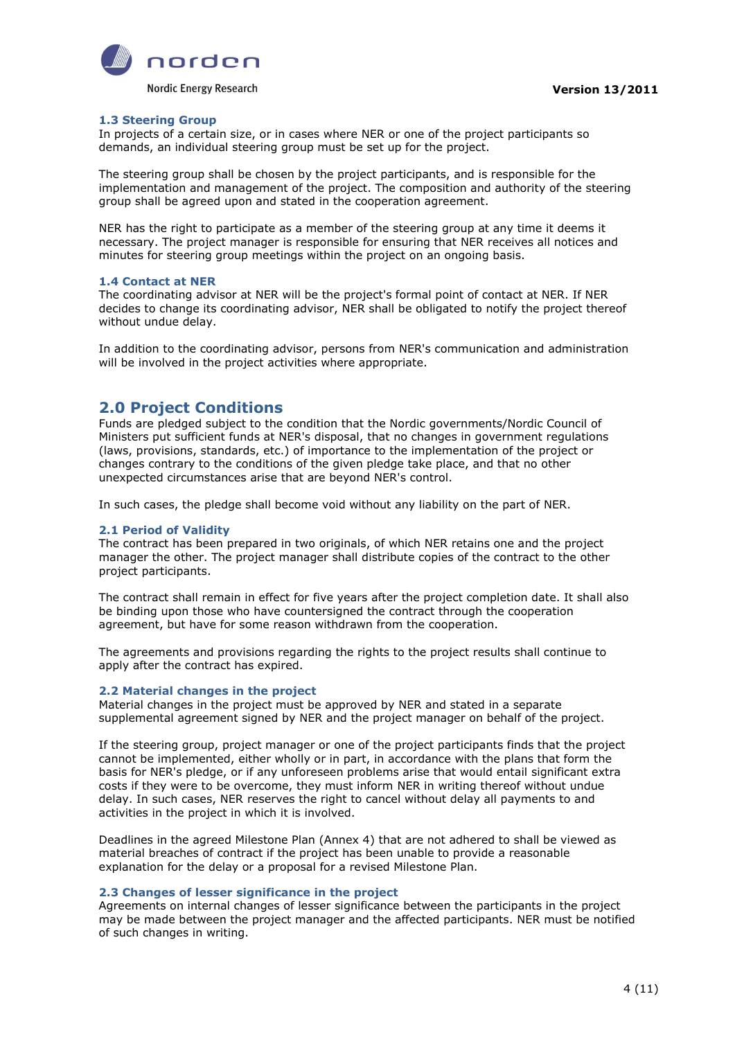### 1.3 Steering Group

In projects of a certain size, or in cases where NER or one of the project participants so demands, an individual steering group must be set up for the project.

The steering group shall be chosen by the project participants, and is responsible for the implementation and management of the project. The composition and authority of the steering group shall be agreed upon and stated in the cooperation agreement.

NER has the right to participate as a member of the steering group at any time it deems it necessary. The project manager is responsible for ensuring that NER receives all notices and minutes for steering group meetings within the project on an ongoing basis.

### 1.4 Contact at NER

The coordinating advisor at NER will be the project's formal point of contact at NER. If NER decides to change its coordinating advisor, NER shall be obligated to notify the project thereof without undue delay.

In addition to the coordinating advisor, persons from NER's communication and administration will be involved in the project activities where appropriate.

## 2.0 Project Conditions

Funds are pledged subject to the condition that the Nordic governments/Nordic Council of Ministers put sufficient funds at NER's disposal, that no changes in government regulations (laws, provisions, standards, etc.) of importance to the implementation of the project or changes contrary to the conditions of the given pledge take place, and that no other unexpected circumstances arise that are beyond NER's control.

In such cases, the pledge shall become void without any liability on the part of NER.

### 2.1 Period of Validity

The contract has been prepared in two originals, of which NER retains one and the project manager the other. The project manager shall distribute copies of the contract to the other project participants.

The contract shall remain in effect for five years after the project completion date. It shall also be binding upon those who have countersigned the contract through the cooperation agreement, but have for some reason withdrawn from the cooperation.

The agreements and provisions regarding the rights to the project results shall continue to apply after the contract has expired.

### 2.2 Material changes in the project

Material changes in the project must be approved by NER and stated in a separate supplemental agreement signed by NER and the project manager on behalf of the project.

If the steering group, project manager or one of the project participants finds that the project cannot be implemented, either wholly or in part, in accordance with the plans that form the basis for NER's pledge, or if any unforeseen problems arise that would entail significant extra costs if they were to be overcome, they must inform NER in writing thereof without undue delay. In such cases, NER reserves the right to cancel without delay all payments to and activities in the project in which it is involved.

Deadlines in the agreed Milestone Plan (Annex 4) that are not adhered to shall be viewed as material breaches of contract if the project has been unable to provide a reasonable explanation for the delay or a proposal for a revised Milestone Plan.

### 2.3 Changes of lesser significance in the project

Agreements on internal changes of lesser significance between the participants in the project may be made between the project manager and the affected participants. NER must be notified of such changes in writing.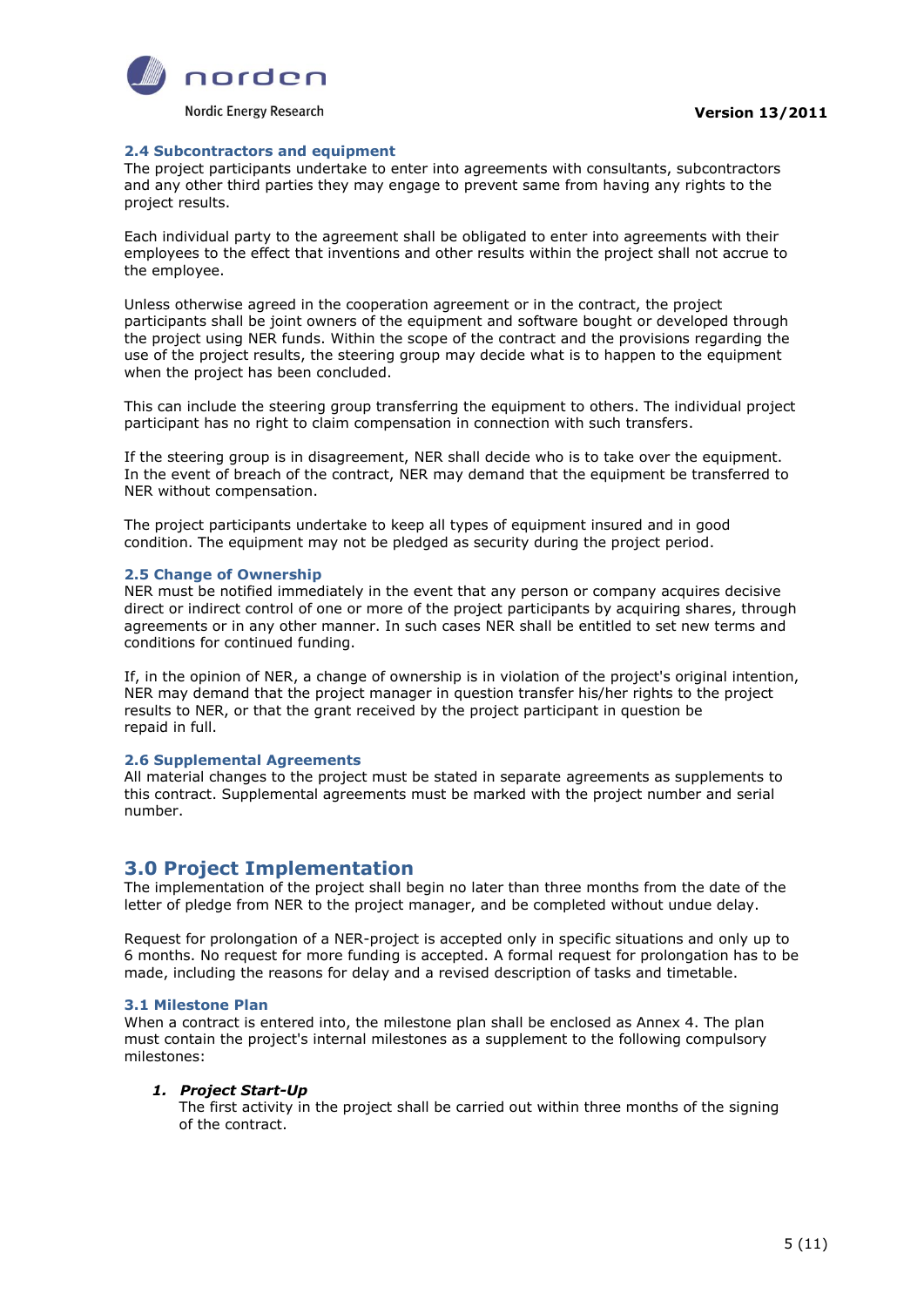### 2.4 Subcontractors and equipment

The project participants undertake to enter into agreements with consultants, subcontractors and any other third parties they may engage to prevent same from having any rights to the project results.

Each individual party to the agreement shall be obligated to enter into agreements with their employees to the effect that inventions and other results within the project shall not accrue to the employee.

Unless otherwise agreed in the cooperation agreement or in the contract, the project participants shall be joint owners of the equipment and software bought or developed through the project using NER funds. Within the scope of the contract and the provisions regarding the use of the project results, the steering group may decide what is to happen to the equipment when the project has been concluded.

This can include the steering group transferring the equipment to others. The individual project participant has no right to claim compensation in connection with such transfers.

If the steering group is in disagreement, NER shall decide who is to take over the equipment. In the event of breach of the contract, NER may demand that the equipment be transferred to NER without compensation.

The project participants undertake to keep all types of equipment insured and in good condition. The equipment may not be pledged as security during the project period.

### 2.5 Change of Ownership

NER must be notified immediately in the event that any person or company acquires decisive direct or indirect control of one or more of the project participants by acquiring shares, through agreements or in any other manner. In such cases NER shall be entitled to set new terms and conditions for continued funding.

If, in the opinion of NER, a change of ownership is in violation of the project's original intention, NER may demand that the project manager in question transfer his/her rights to the project results to NER, or that the grant received by the project participant in question be repaid in full.

### 2.6 Supplemental Agreements

All material changes to the project must be stated in separate agreements as supplements to this contract. Supplemental agreements must be marked with the project number and serial number.

## 3.0 Project Implementation

The implementation of the project shall begin no later than three months from the date of the letter of pledge from NER to the project manager, and be completed without undue delay.

Request for prolongation of a NER-project is accepted only in specific situations and only up to 6 months. No request for more funding is accepted. A formal request for prolongation has to be made, including the reasons for delay and a revised description of tasks and timetable.

### 3.1 Milestone Plan

When a contract is entered into, the milestone plan shall be enclosed as Annex 4. The plan must contain the project's internal milestones as a supplement to the following compulsory milestones:

1. ***Project Start-Up***
   The first activity in the project shall be carried out within three months of the signing of the contract.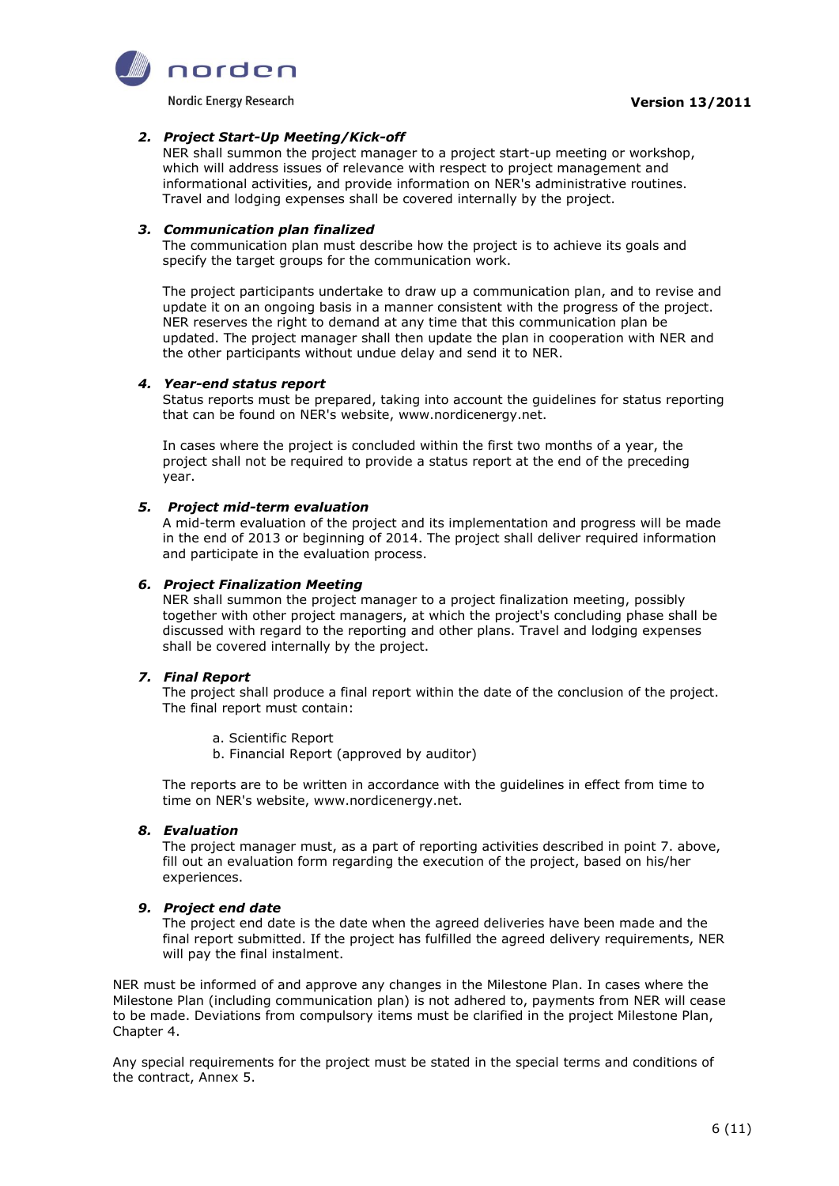2. ***Project Start-Up Meeting/Kick-off***
   NER shall summon the project manager to a project start-up meeting or workshop, which will address issues of relevance with respect to project management and informational activities, and provide information on NER's administrative routines. Travel and lodging expenses shall be covered internally by the project.

3. ***Communication plan finalized***
   The communication plan must describe how the project is to achieve its goals and specify the target groups for the communication work.

   The project participants undertake to draw up a communication plan, and to revise and update it on an ongoing basis in a manner consistent with the progress of the project. NER reserves the right to demand at any time that this communication plan be updated. The project manager shall then update the plan in cooperation with NER and the other participants without undue delay and send it to NER.

4. ***Year-end status report***
   Status reports must be prepared, taking into account the guidelines for status reporting that can be found on NER's website, www.nordicenergy.net.

   In cases where the project is concluded within the first two months of a year, the project shall not be required to provide a status report at the end of the preceding year.

5. ***Project mid-term evaluation***
   A mid-term evaluation of the project and its implementation and progress will be made in the end of 2013 or beginning of 2014. The project shall deliver required information and participate in the evaluation process.

6. ***Project Finalization Meeting***
   NER shall summon the project manager to a project finalization meeting, possibly together with other project managers, at which the project's concluding phase shall be discussed with regard to the reporting and other plans. Travel and lodging expenses shall be covered internally by the project.

7. ***Final Report***
   The project shall produce a final report within the date of the conclusion of the project. The final report must contain:

   a. Scientific Report
   b. Financial Report (approved by auditor)

   The reports are to be written in accordance with the guidelines in effect from time to time on NER's website, www.nordicenergy.net.

8. ***Evaluation***
   The project manager must, as a part of reporting activities described in point 7. above, fill out an evaluation form regarding the execution of the project, based on his/her experiences.

9. ***Project end date***
   The project end date is the date when the agreed deliveries have been made and the final report submitted. If the project has fulfilled the agreed delivery requirements, NER will pay the final instalment.

NER must be informed of and approve any changes in the Milestone Plan. In cases where the Milestone Plan (including communication plan) is not adhered to, payments from NER will cease to be made. Deviations from compulsory items must be clarified in the project Milestone Plan, Chapter 4.

Any special requirements for the project must be stated in the special terms and conditions of the contract, Annex 5.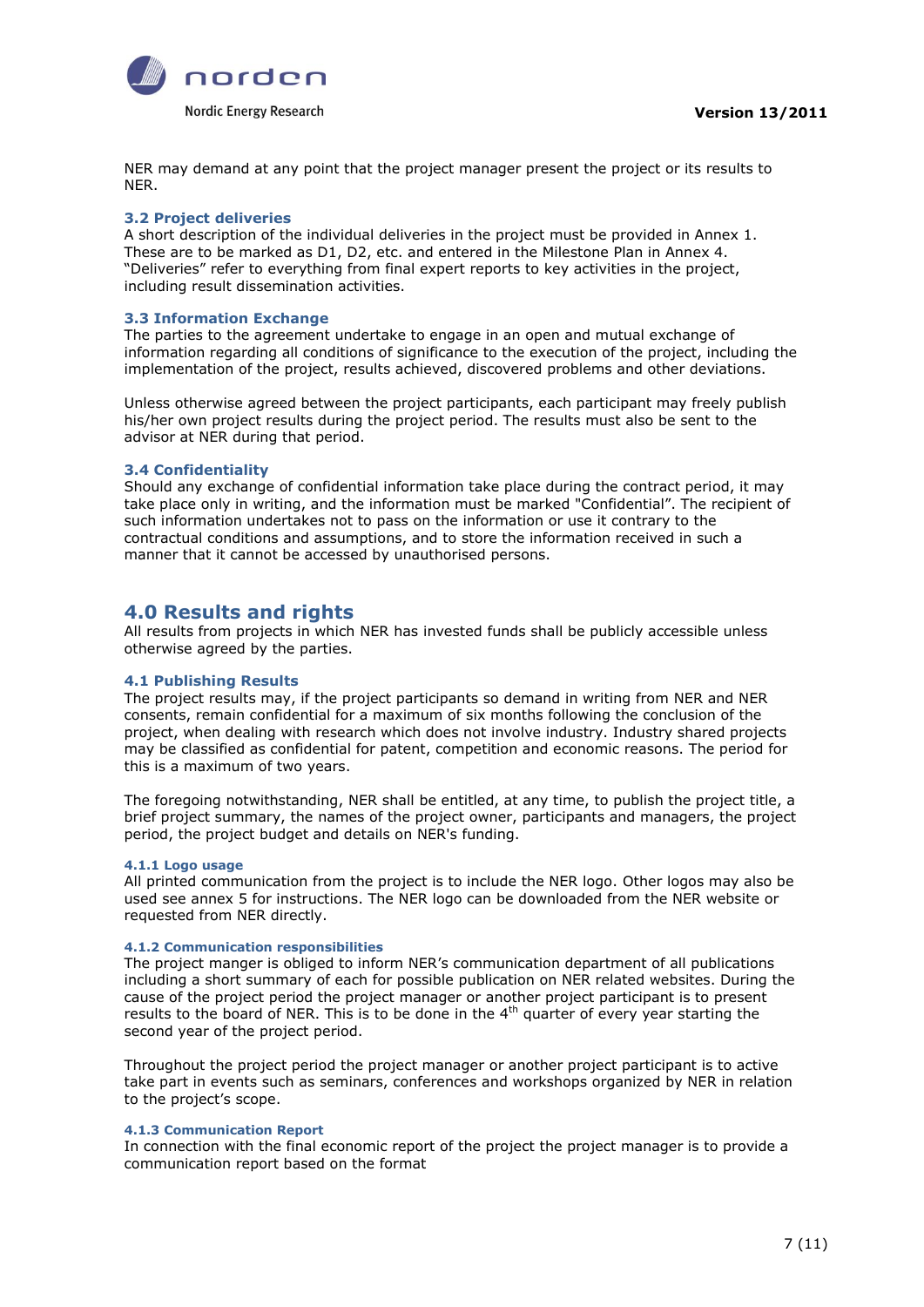NER may demand at any point that the project manager present the project or its results to NER.

### 3.2 Project deliveries

A short description of the individual deliveries in the project must be provided in Annex 1. These are to be marked as D1, D2, etc. and entered in the Milestone Plan in Annex 4. “Deliveries” refer to everything from final expert reports to key activities in the project, including result dissemination activities.

### 3.3 Information Exchange

The parties to the agreement undertake to engage in an open and mutual exchange of information regarding all conditions of significance to the execution of the project, including the implementation of the project, results achieved, discovered problems and other deviations.

Unless otherwise agreed between the project participants, each participant may freely publish his/her own project results during the project period. The results must also be sent to the advisor at NER during that period.

### 3.4 Confidentiality

Should any exchange of confidential information take place during the contract period, it may take place only in writing, and the information must be marked "Confidential”. The recipient of such information undertakes not to pass on the information or use it contrary to the contractual conditions and assumptions, and to store the information received in such a manner that it cannot be accessed by unauthorised persons.

## 4.0 Results and rights

All results from projects in which NER has invested funds shall be publicly accessible unless otherwise agreed by the parties.

### 4.1 Publishing Results

The project results may, if the project participants so demand in writing from NER and NER consents, remain confidential for a maximum of six months following the conclusion of the project, when dealing with research which does not involve industry. Industry shared projects may be classified as confidential for patent, competition and economic reasons. The period for this is a maximum of two years.

The foregoing notwithstanding, NER shall be entitled, at any time, to publish the project title, a brief project summary, the names of the project owner, participants and managers, the project period, the project budget and details on NER's funding.

#### 4.1.1 Logo usage

All printed communication from the project is to include the NER logo. Other logos may also be used see annex 5 for instructions. The NER logo can be downloaded from the NER website or requested from NER directly.

#### 4.1.2 Communication responsibilities

The project manger is obliged to inform NER’s communication department of all publications including a short summary of each for possible publication on NER related websites. During the cause of the project period the project manager or another project participant is to present results to the board of NER. This is to be done in the 4th quarter of every year starting the second year of the project period.

Throughout the project period the project manager or another project participant is to active take part in events such as seminars, conferences and workshops organized by NER in relation to the project’s scope.

#### 4.1.3 Communication Report

In connection with the final economic report of the project the project manager is to provide a communication report based on the format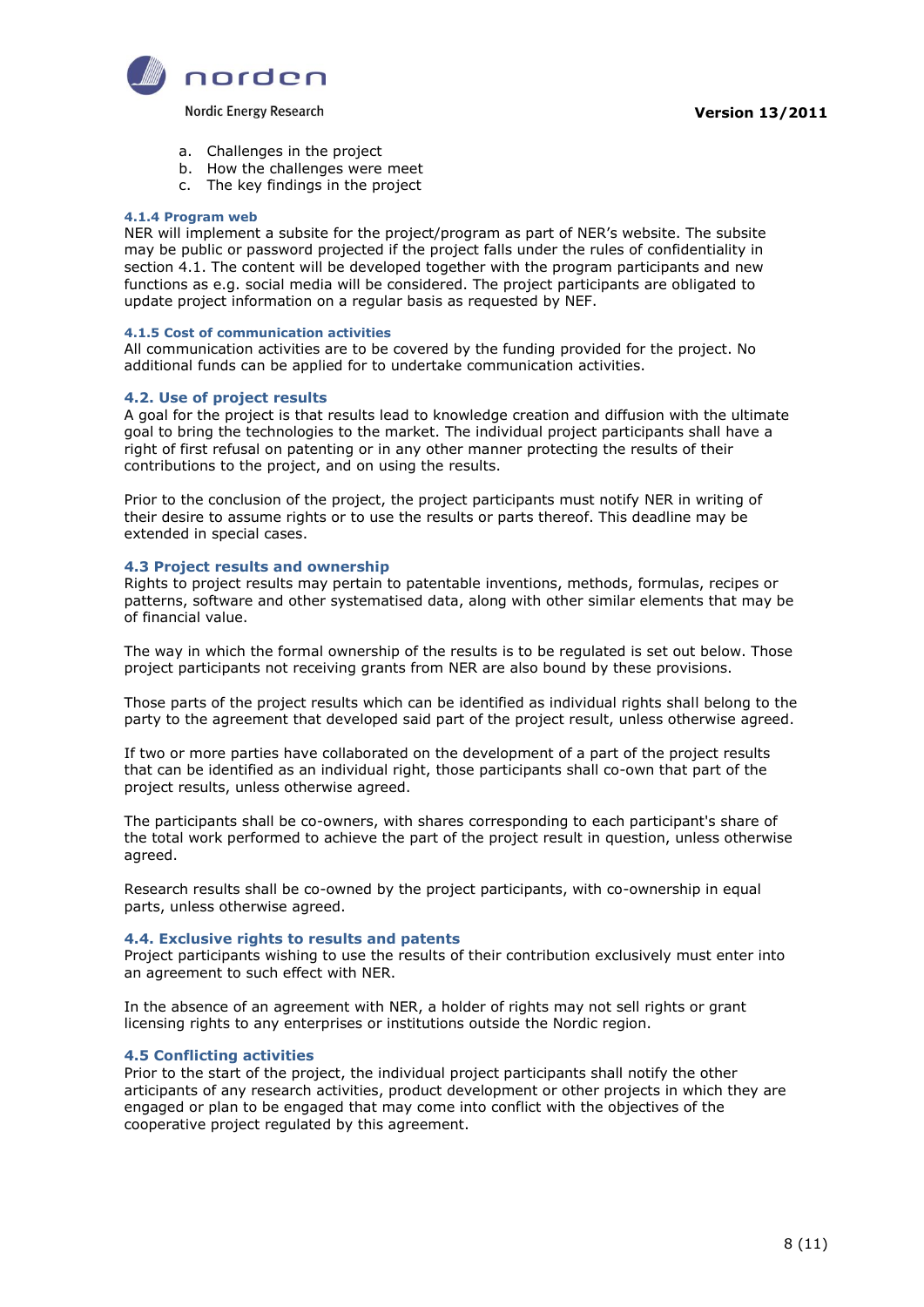a. Challenges in the project
b. How the challenges were meet
c. The key findings in the project

#### 4.1.4 Program web

NER will implement a subsite for the project/program as part of NER's website. The subsite may be public or password projected if the project falls under the rules of confidentiality in section 4.1. The content will be developed together with the program participants and new functions as e.g. social media will be considered. The project participants are obligated to update project information on a regular basis as requested by NEF.

#### 4.1.5 Cost of communication activities

All communication activities are to be covered by the funding provided for the project. No additional funds can be applied for to undertake communication activities.

### 4.2. Use of project results

A goal for the project is that results lead to knowledge creation and diffusion with the ultimate goal to bring the technologies to the market. The individual project participants shall have a right of first refusal on patenting or in any other manner protecting the results of their contributions to the project, and on using the results.

Prior to the conclusion of the project, the project participants must notify NER in writing of their desire to assume rights or to use the results or parts thereof. This deadline may be extended in special cases.

### 4.3 Project results and ownership

Rights to project results may pertain to patentable inventions, methods, formulas, recipes or patterns, software and other systematised data, along with other similar elements that may be of financial value.

The way in which the formal ownership of the results is to be regulated is set out below. Those project participants not receiving grants from NER are also bound by these provisions.

Those parts of the project results which can be identified as individual rights shall belong to the party to the agreement that developed said part of the project result, unless otherwise agreed.

If two or more parties have collaborated on the development of a part of the project results that can be identified as an individual right, those participants shall co-own that part of the project results, unless otherwise agreed.

The participants shall be co-owners, with shares corresponding to each participant's share of the total work performed to achieve the part of the project result in question, unless otherwise agreed.

Research results shall be co-owned by the project participants, with co-ownership in equal parts, unless otherwise agreed.

### 4.4. Exclusive rights to results and patents

Project participants wishing to use the results of their contribution exclusively must enter into an agreement to such effect with NER.

In the absence of an agreement with NER, a holder of rights may not sell rights or grant licensing rights to any enterprises or institutions outside the Nordic region.

### 4.5 Conflicting activities

Prior to the start of the project, the individual project participants shall notify the other articipants of any research activities, product development or other projects in which they are engaged or plan to be engaged that may come into conflict with the objectives of the cooperative project regulated by this agreement.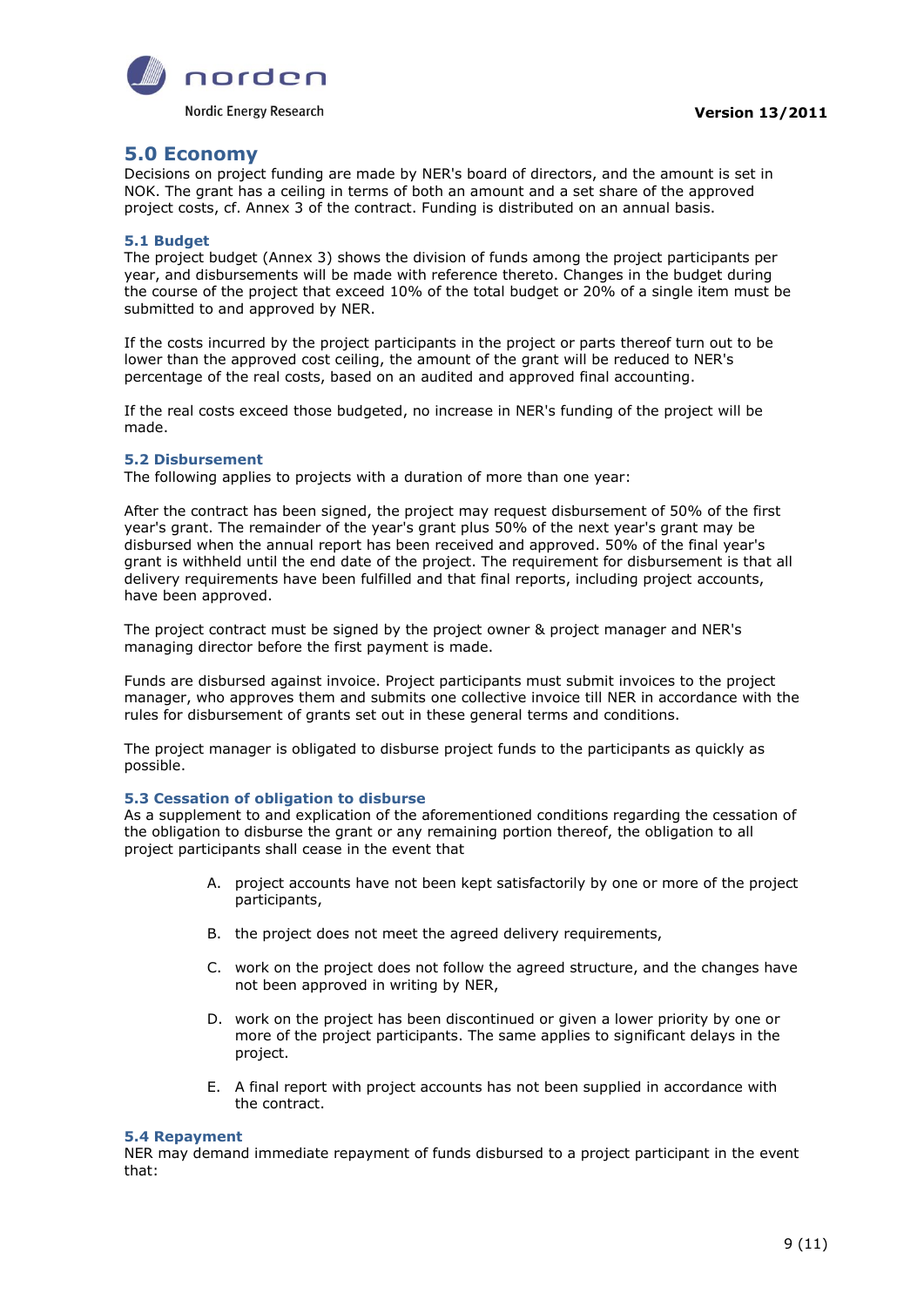## 5.0 Economy

Decisions on project funding are made by NER's board of directors, and the amount is set in NOK. The grant has a ceiling in terms of both an amount and a set share of the approved project costs, cf. Annex 3 of the contract. Funding is distributed on an annual basis.

### 5.1 Budget

The project budget (Annex 3) shows the division of funds among the project participants per year, and disbursements will be made with reference thereto. Changes in the budget during the course of the project that exceed 10% of the total budget or 20% of a single item must be submitted to and approved by NER.

If the costs incurred by the project participants in the project or parts thereof turn out to be lower than the approved cost ceiling, the amount of the grant will be reduced to NER's percentage of the real costs, based on an audited and approved final accounting.

If the real costs exceed those budgeted, no increase in NER's funding of the project will be made.

### 5.2 Disbursement

The following applies to projects with a duration of more than one year:

After the contract has been signed, the project may request disbursement of 50% of the first year's grant. The remainder of the year's grant plus 50% of the next year's grant may be disbursed when the annual report has been received and approved. 50% of the final year's grant is withheld until the end date of the project. The requirement for disbursement is that all delivery requirements have been fulfilled and that final reports, including project accounts, have been approved.

The project contract must be signed by the project owner & project manager and NER's managing director before the first payment is made.

Funds are disbursed against invoice. Project participants must submit invoices to the project manager, who approves them and submits one collective invoice till NER in accordance with the rules for disbursement of grants set out in these general terms and conditions.

The project manager is obligated to disburse project funds to the participants as quickly as possible.

### 5.3 Cessation of obligation to disburse

As a supplement to and explication of the aforementioned conditions regarding the cessation of the obligation to disburse the grant or any remaining portion thereof, the obligation to all project participants shall cease in the event that

A. project accounts have not been kept satisfactorily by one or more of the project participants,

B. the project does not meet the agreed delivery requirements,

C. work on the project does not follow the agreed structure, and the changes have not been approved in writing by NER,

D. work on the project has been discontinued or given a lower priority by one or more of the project participants. The same applies to significant delays in the project.

E. A final report with project accounts has not been supplied in accordance with the contract.

### 5.4 Repayment

NER may demand immediate repayment of funds disbursed to a project participant in the event that: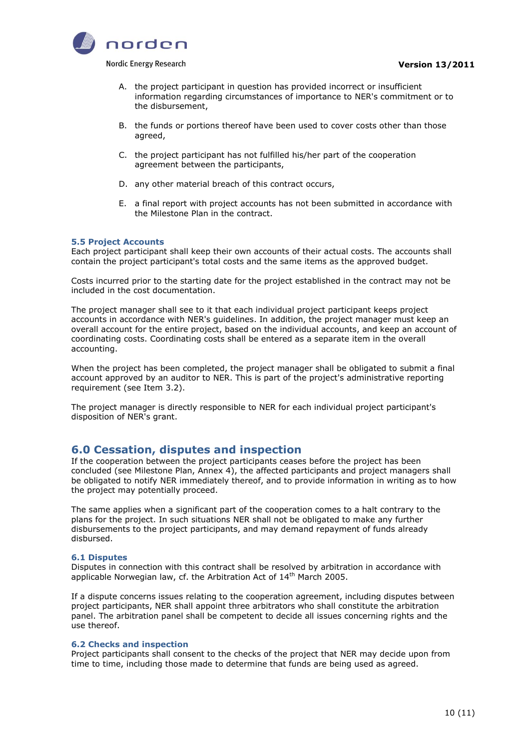A. the project participant in question has provided incorrect or insufficient information regarding circumstances of importance to NER's commitment or to the disbursement,

B. the funds or portions thereof have been used to cover costs other than those agreed,

C. the project participant has not fulfilled his/her part of the cooperation agreement between the participants,

D. any other material breach of this contract occurs,

E. a final report with project accounts has not been submitted in accordance with the Milestone Plan in the contract.

### 5.5 Project Accounts

Each project participant shall keep their own accounts of their actual costs. The accounts shall contain the project participant's total costs and the same items as the approved budget.

Costs incurred prior to the starting date for the project established in the contract may not be included in the cost documentation.

The project manager shall see to it that each individual project participant keeps project accounts in accordance with NER's guidelines. In addition, the project manager must keep an overall account for the entire project, based on the individual accounts, and keep an account of coordinating costs. Coordinating costs shall be entered as a separate item in the overall accounting.

When the project has been completed, the project manager shall be obligated to submit a final account approved by an auditor to NER. This is part of the project's administrative reporting requirement (see Item 3.2).

The project manager is directly responsible to NER for each individual project participant's disposition of NER's grant.

## 6.0 Cessation, disputes and inspection

If the cooperation between the project participants ceases before the project has been concluded (see Milestone Plan, Annex 4), the affected participants and project managers shall be obligated to notify NER immediately thereof, and to provide information in writing as to how the project may potentially proceed.

The same applies when a significant part of the cooperation comes to a halt contrary to the plans for the project. In such situations NER shall not be obligated to make any further disbursements to the project participants, and may demand repayment of funds already disbursed.

### 6.1 Disputes

Disputes in connection with this contract shall be resolved by arbitration in accordance with applicable Norwegian law, cf. the Arbitration Act of 14th March 2005.

If a dispute concerns issues relating to the cooperation agreement, including disputes between project participants, NER shall appoint three arbitrators who shall constitute the arbitration panel. The arbitration panel shall be competent to decide all issues concerning rights and the use thereof.

### 6.2 Checks and inspection

Project participants shall consent to the checks of the project that NER may decide upon from time to time, including those made to determine that funds are being used as agreed.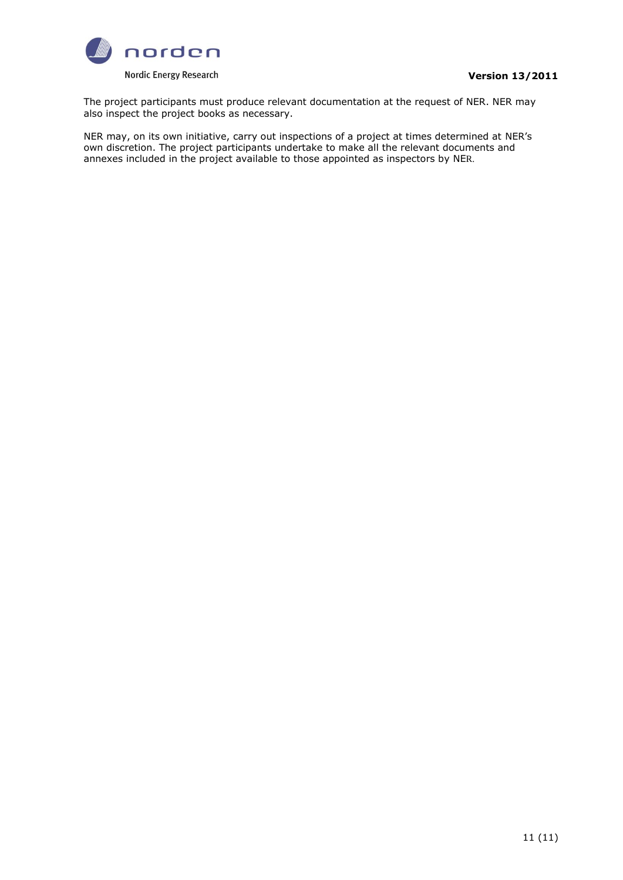The project participants must produce relevant documentation at the request of NER. NER may also inspect the project books as necessary.

NER may, on its own initiative, carry out inspections of a project at times determined at NER's own discretion. The project participants undertake to make all the relevant documents and annexes included in the project available to those appointed as inspectors by NER.